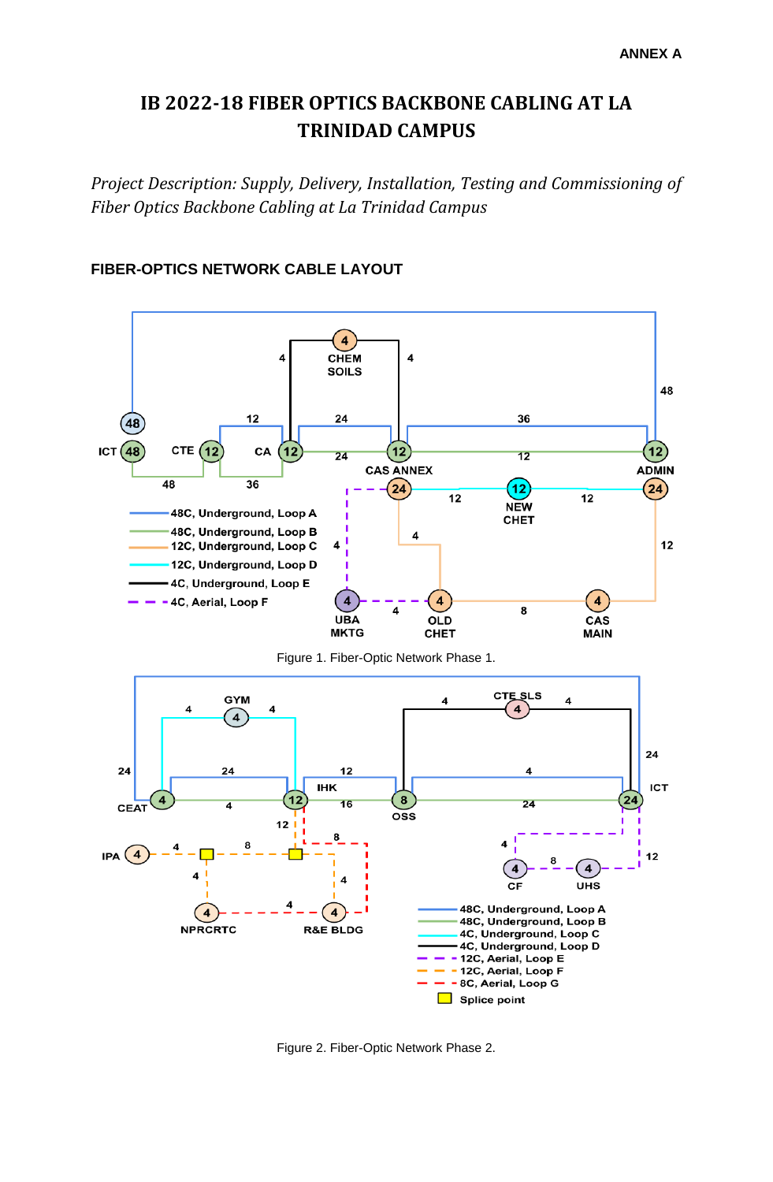ANNEX A

# IB 2022-18 FIBER OPTICS BACKBONE CABLING AT LA TRINIDAD CAMPUS

*Project Description: Supply, Delivery, Installation, Testing and Commissioning of Fiber Optics Backbone Cabling at La Trinidad Campus*

## FIBER-OPTICS NETWORK CABLE LAYOUT

Figure 1. Fiber-Optic Network Phase 1.

Figure 2. Fiber-Optic Network Phase 2.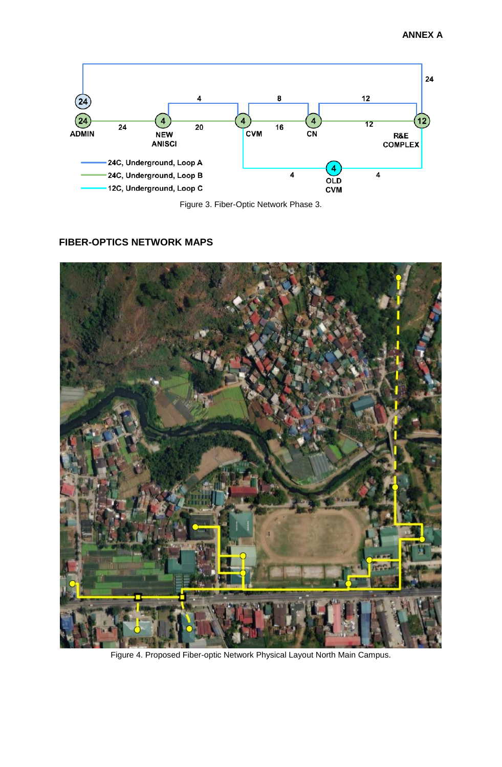## ANNEX A

Figure 3. Fiber-Optic Network Phase 3.

### FIBER-OPTICS NETWORK MAPS

Figure 4. Proposed Fiber-optic Network Physical Layout North Main Campus.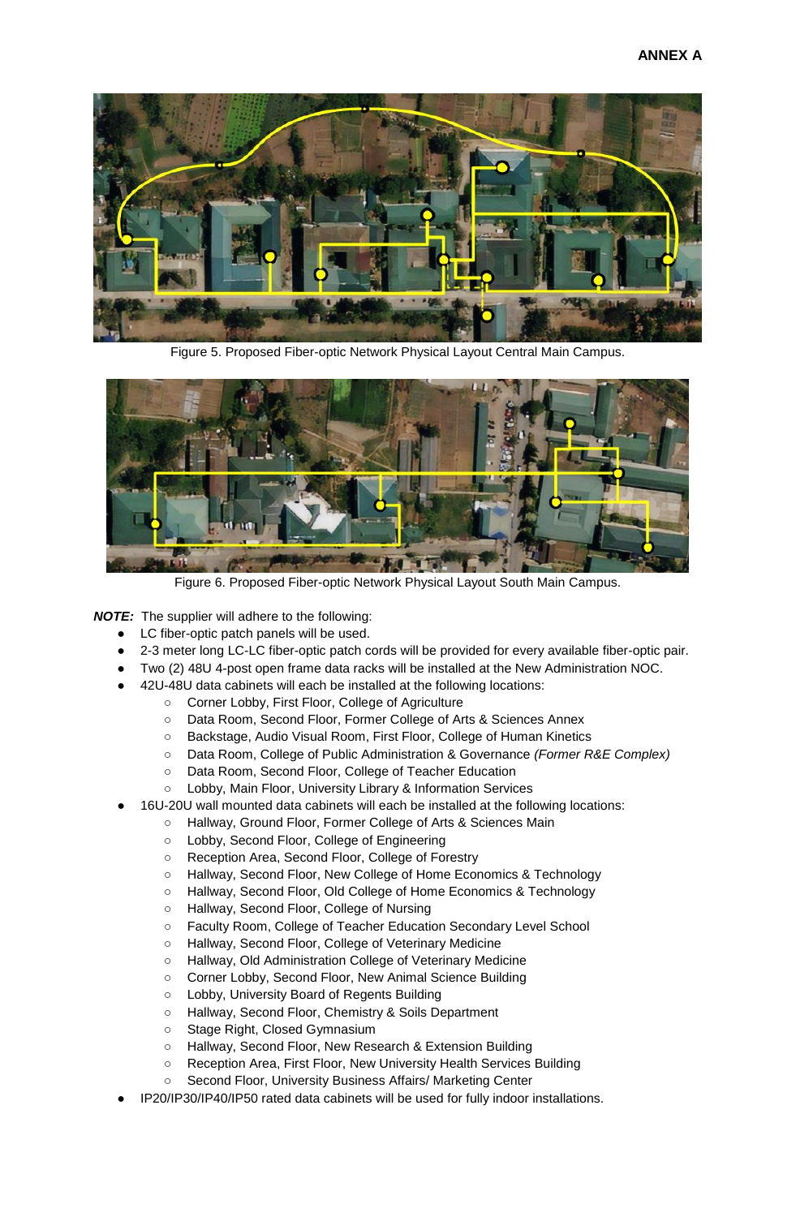**ANNEX A**

Figure 5. Proposed Fiber-optic Network Physical Layout Central Main Campus.

Figure 6. Proposed Fiber-optic Network Physical Layout South Main Campus.

***NOTE:*** The supplier will adhere to the following:

- LC fiber-optic patch panels will be used.
- 2-3 meter long LC-LC fiber-optic patch cords will be provided for every available fiber-optic pair.
- Two (2) 48U 4-post open frame data racks will be installed at the New Administration NOC.
- 42U-48U data cabinets will each be installed at the following locations:
    - Corner Lobby, First Floor, College of Agriculture
    - Data Room, Second Floor, Former College of Arts & Sciences Annex
    - Backstage, Audio Visual Room, First Floor, College of Human Kinetics
    - Data Room, College of Public Administration & Governance *(Former R&E Complex)*
    - Data Room, Second Floor, College of Teacher Education
    - Lobby, Main Floor, University Library & Information Services
- 16U-20U wall mounted data cabinets will each be installed at the following locations:
    - Hallway, Ground Floor, Former College of Arts & Sciences Main
    - Lobby, Second Floor, College of Engineering
    - Reception Area, Second Floor, College of Forestry
    - Hallway, Second Floor, New College of Home Economics & Technology
    - Hallway, Second Floor, Old College of Home Economics & Technology
    - Hallway, Second Floor, College of Nursing
    - Faculty Room, College of Teacher Education Secondary Level School
    - Hallway, Second Floor, College of Veterinary Medicine
    - Hallway, Old Administration College of Veterinary Medicine
    - Corner Lobby, Second Floor, New Animal Science Building
    - Lobby, University Board of Regents Building
    - Hallway, Second Floor, Chemistry & Soils Department
    - Stage Right, Closed Gymnasium
    - Hallway, Second Floor, New Research & Extension Building
    - Reception Area, First Floor, New University Health Services Building
    - Second Floor, University Business Affairs/ Marketing Center
- IP20/IP30/IP40/IP50 rated data cabinets will be used for fully indoor installations.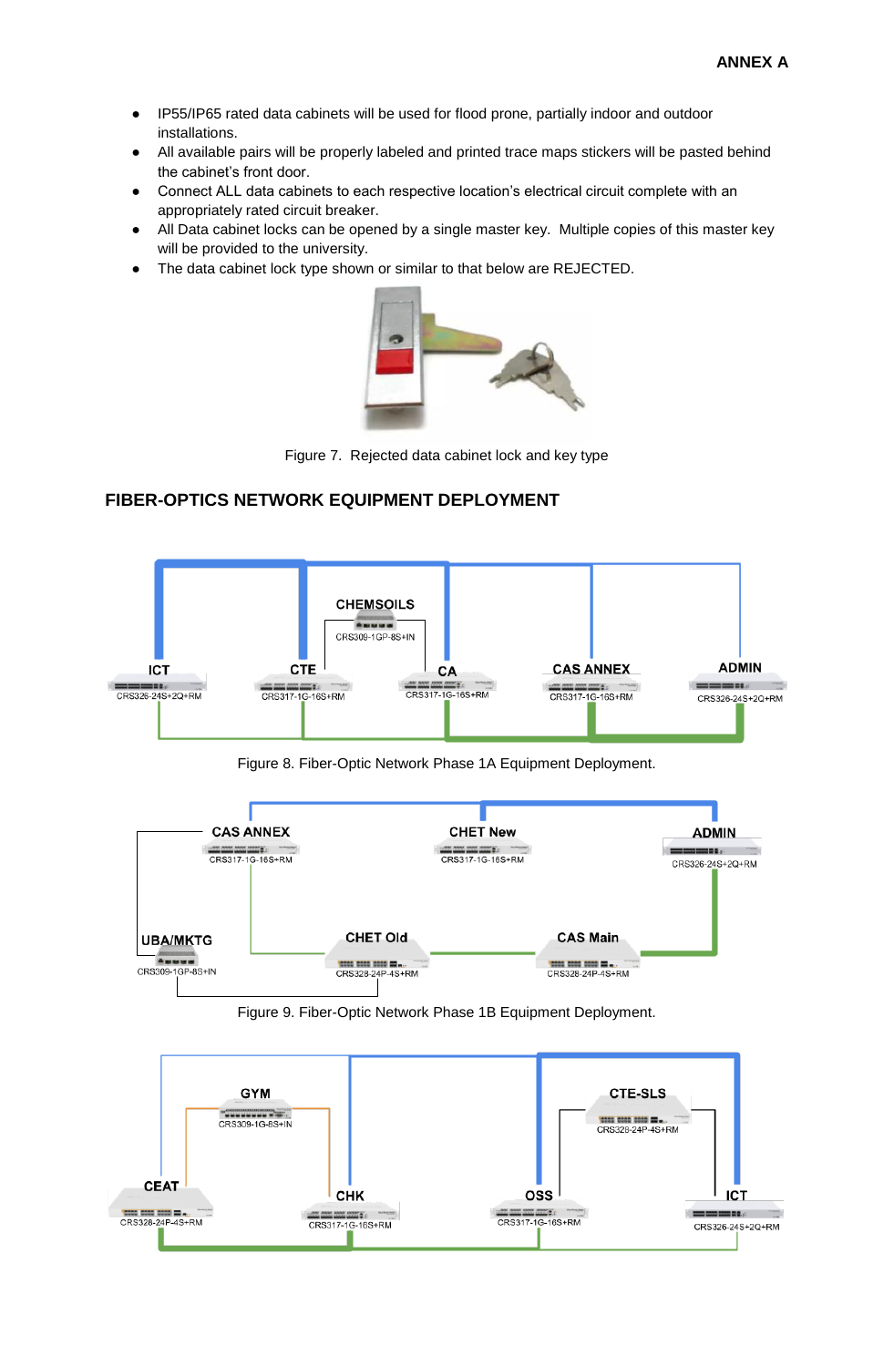- IP55/IP65 rated data cabinets will be used for flood prone, partially indoor and outdoor installations.
- All available pairs will be properly labeled and printed trace maps stickers will be pasted behind the cabinet's front door.
- Connect ALL data cabinets to each respective location's electrical circuit complete with an appropriately rated circuit breaker.
- All Data cabinet locks can be opened by a single master key. Multiple copies of this master key will be provided to the university.
- The data cabinet lock type shown or similar to that below are REJECTED.

Figure 7. Rejected data cabinet lock and key type

## FIBER-OPTICS NETWORK EQUIPMENT DEPLOYMENT

Figure 8. Fiber-Optic Network Phase 1A Equipment Deployment.

Figure 9. Fiber-Optic Network Phase 1B Equipment Deployment.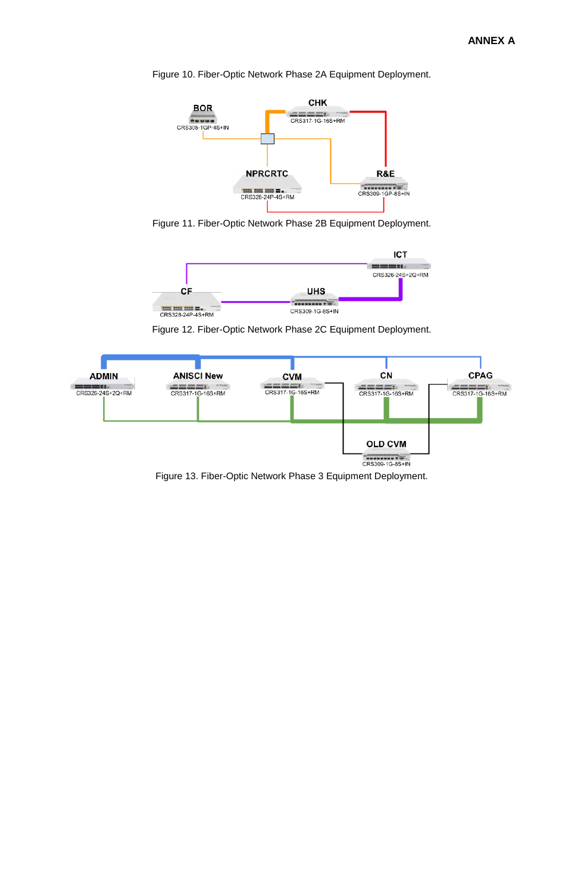# ANNEX A

Figure 10. Fiber-Optic Network Phase 2A Equipment Deployment.

BOR
CRS305-1GP-4S+IN

CHK
CRS317-1G-16S+RM

NPRCRTC
CRS328-24P-4S+RM

R&E
CRS309-1GP-8S+IN

Figure 11. Fiber-Optic Network Phase 2B Equipment Deployment.

ICT
CRS326-24S+2Q+RM

CF
CRS328-24P-4S+RM

UHS
CRS309-1G-8S+IN

Figure 12. Fiber-Optic Network Phase 2C Equipment Deployment.

ADMIN
CRS326-24S+2Q+RM

ANISCI New
CRS317-1G-16S+RM

CVM
CRS317-1G-16S+RM

CN
CRS317-1G-16S+RM

CPAG
CRS317-1G-16S+RM

OLD CVM
CRS309-1G-8S+IN

Figure 13. Fiber-Optic Network Phase 3 Equipment Deployment.